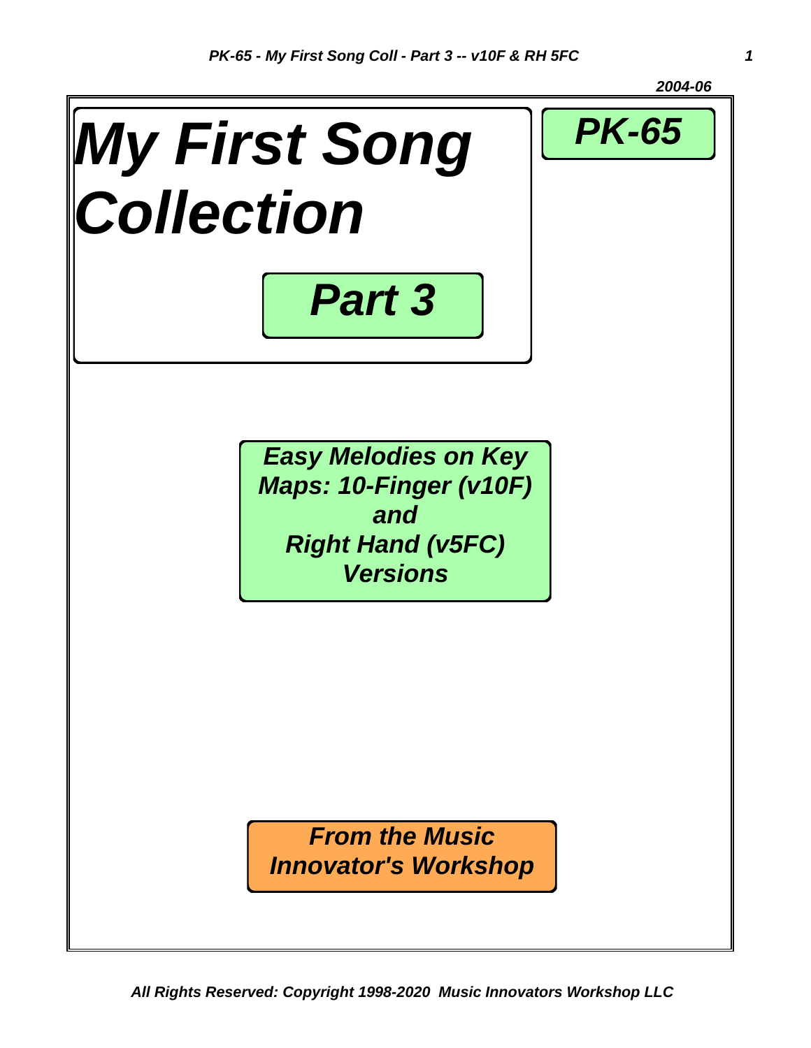2004-06

# *My First Song Collection*

## *PK-65*

## *Part 3*

***Easy Melodies on Key Maps: 10-Finger (v10F) and Right Hand (v5FC) Versions***

***From the Music Innovator's Workshop***

*All Rights Reserved: Copyright 1998-2020 Music Innovators Workshop LLC*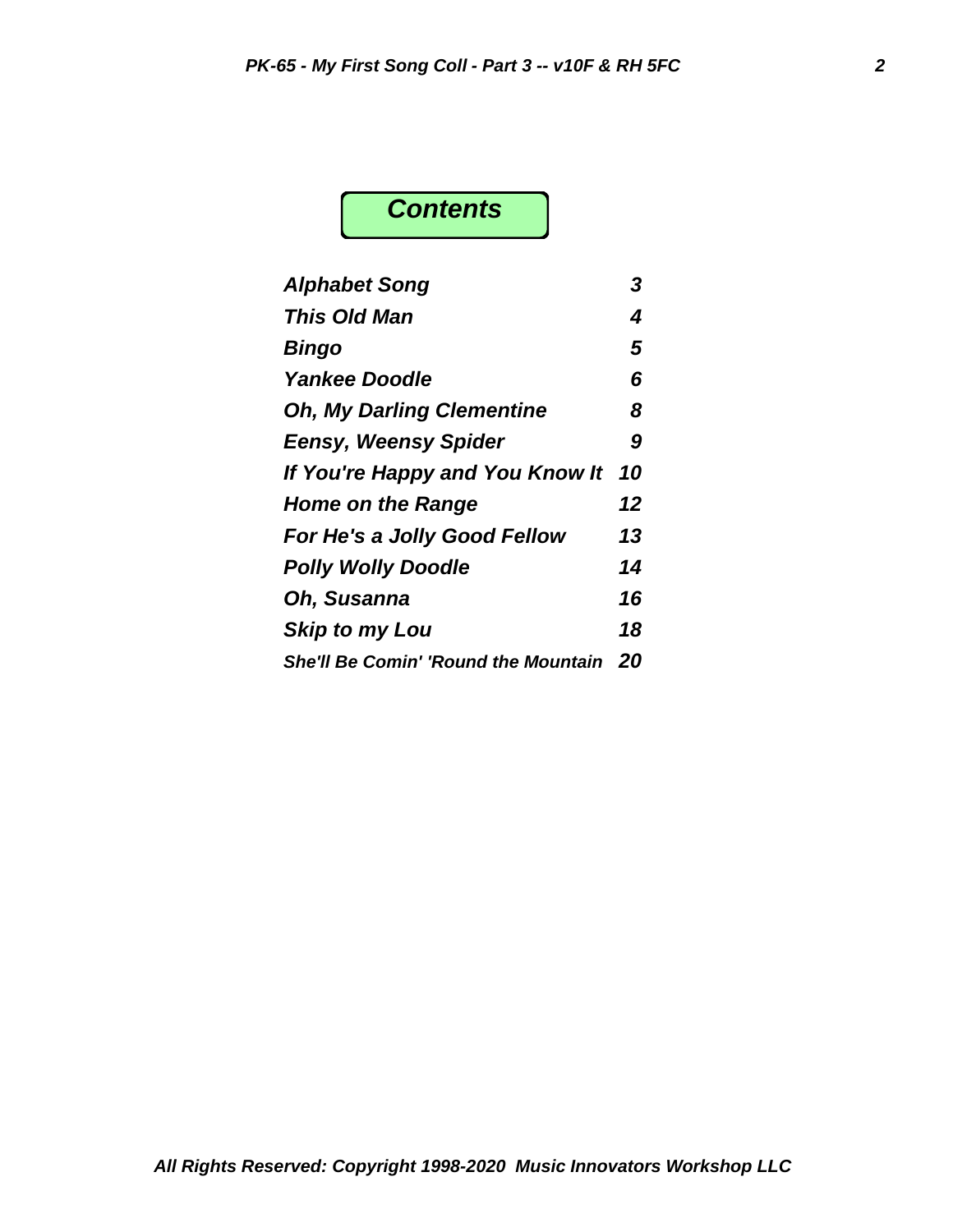## *Contents*

| | |
|---|---|
| *Alphabet Song* | *3* |
| *This Old Man* | *4* |
| *Bingo* | *5* |
| *Yankee Doodle* | *6* |
| *Oh, My Darling Clementine* | *8* |
| *Eensy, Weensy Spider* | *9* |
| *If You're Happy and You Know It* | *10* |
| *Home on the Range* | *12* |
| *For He's a Jolly Good Fellow* | *13* |
| *Polly Wolly Doodle* | *14* |
| *Oh, Susanna* | *16* |
| *Skip to my Lou* | *18* |
| *She'll Be Comin' 'Round the Mountain* | *20* |

*All Rights Reserved: Copyright 1998-2020 Music Innovators Workshop LLC*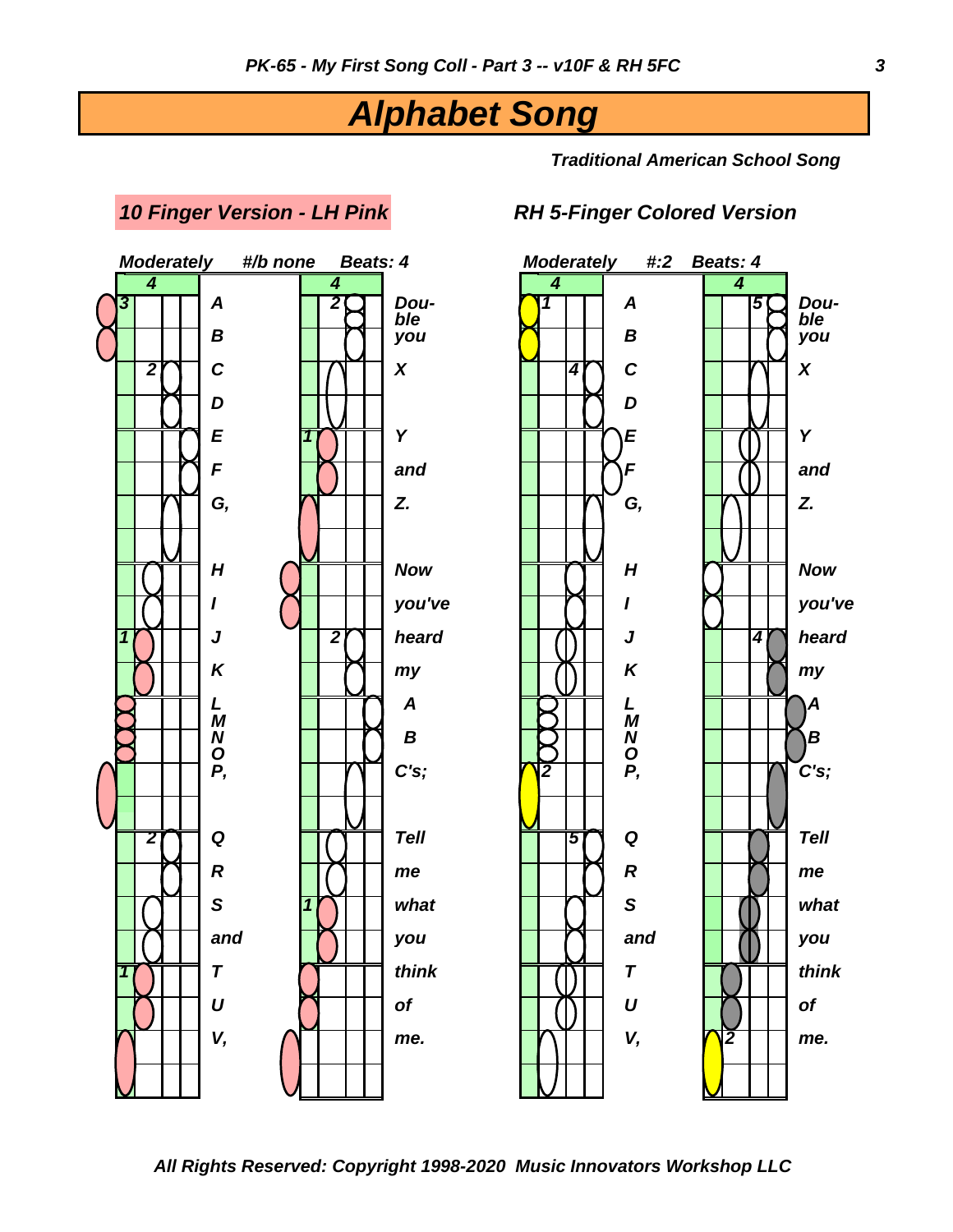# Alphabet Song

*Traditional American School Song*

## 10 Finger Version - LH Pink

*Moderately* *#/b none* *Beats: 4*

4

A
B
C
D
E
F
G,

H
I
J
K
L M N O P,

Q
R
S
and
T
U
V,

4

Dou- ble you
X

Y
and
Z.

Now
you've
heard
my
A
B
C's;

Tell
me
what
you
think
of
me.

## RH 5-Finger Colored Version

*Moderately* *#:2* *Beats: 4*

4

A
B
C
D
E
F
G,

H
I
J
K
L M N O P,

Q
R
S
and
T
U
V,

4

Dou- ble you
X

Y
and
Z.

Now
you've
heard
my
A
B
C's;

Tell
me
what
you
think
of
me.

*All Rights Reserved: Copyright 1998-2020 Music Innovators Workshop LLC*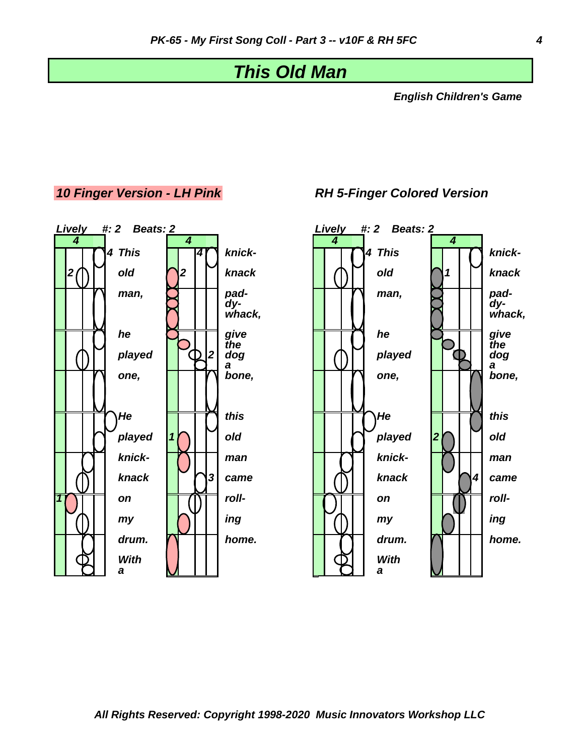# This Old Man

***English Children's Game***

***10 Finger Version - LH Pink***

*Lively* *#: 2* *Beats: 2*

4

4 This
2 old
man,
he
played
one,
He
played
knick-
knack
1 on
my
drum.
With
a

4

4 knick-
2 knack
pad-
dy-
whack,
give
the
2 dog
a
bone,
this
1 old
man
3 came
roll-
ing
home.

***RH 5-Finger Colored Version***

*Lively* *#: 2* *Beats: 2*

4

4 This
old
man,
he
played
one,
He
played
knick-
knack
on
my
drum.
With
a

4

knick-
1 knack
pad-
dy-
whack,
give
the
dog
a
bone,
this
2 old
man
4 came
roll-
ing
home.

*All Rights Reserved: Copyright 1998-2020 Music Innovators Workshop LLC*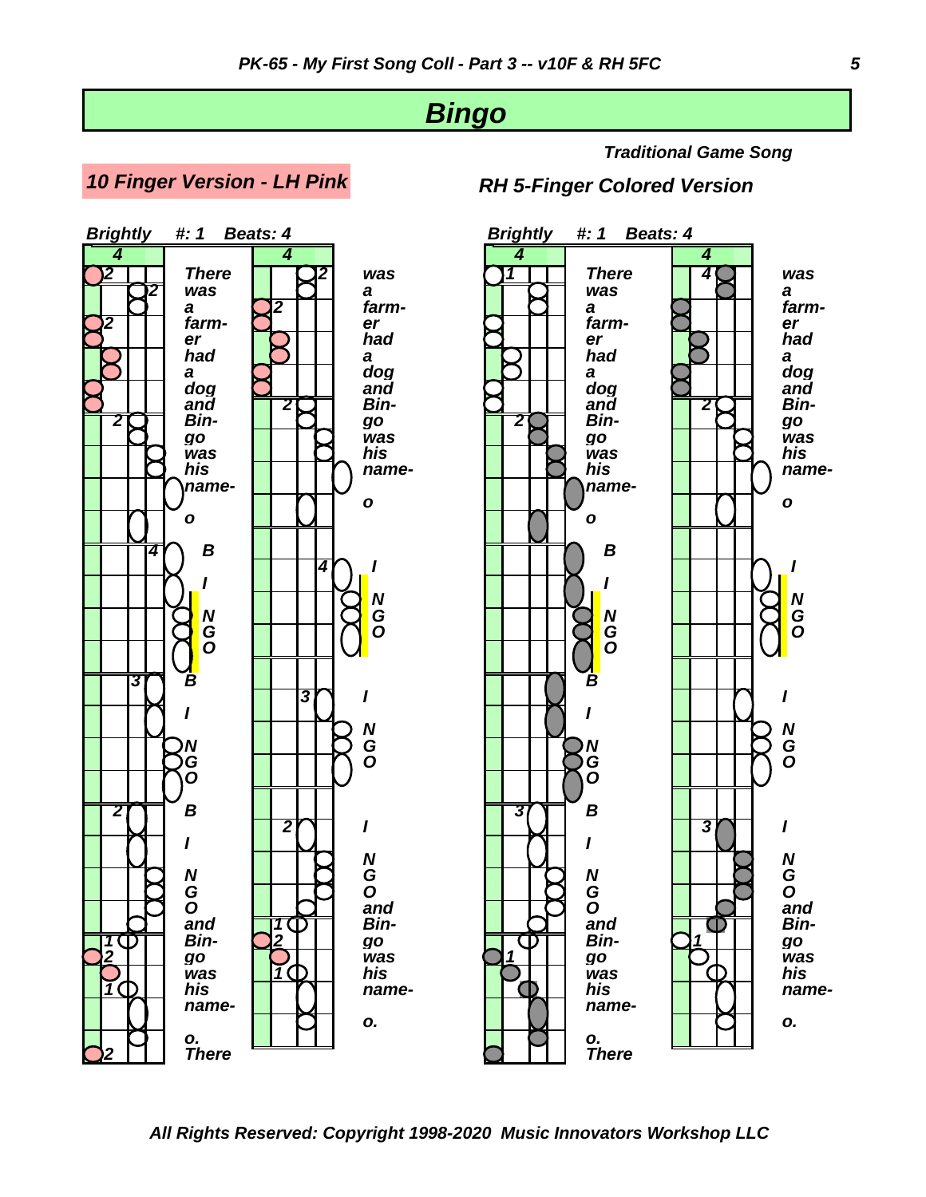# Bingo

*Traditional Game Song*

## 10 Finger Version - LH Pink

## RH 5-Finger Colored Version

**Brightly** #: 1 Beats: 4

There was a farm- er had a dog and Bin- go was his name- o

B I N G O

B I N G O

B I N G O and Bin- go was his name- o. There

was a farm- er had a dog and Bin- go was his name- o

I N G O

I N G O

I N G O and Bin- go was his name- o.

**Brightly** #: 1 Beats: 4

There was a farm- er had a dog and Bin- go was his name- o

B I N G O

B I N G O

B I N G O and Bin- go was his name- o. There

was a farm- er had a dog and Bin- go was his name- o

I N G O

I N G O

I N G O and Bin- go was his name- o.

*All Rights Reserved: Copyright 1998-2020 Music Innovators Workshop LLC*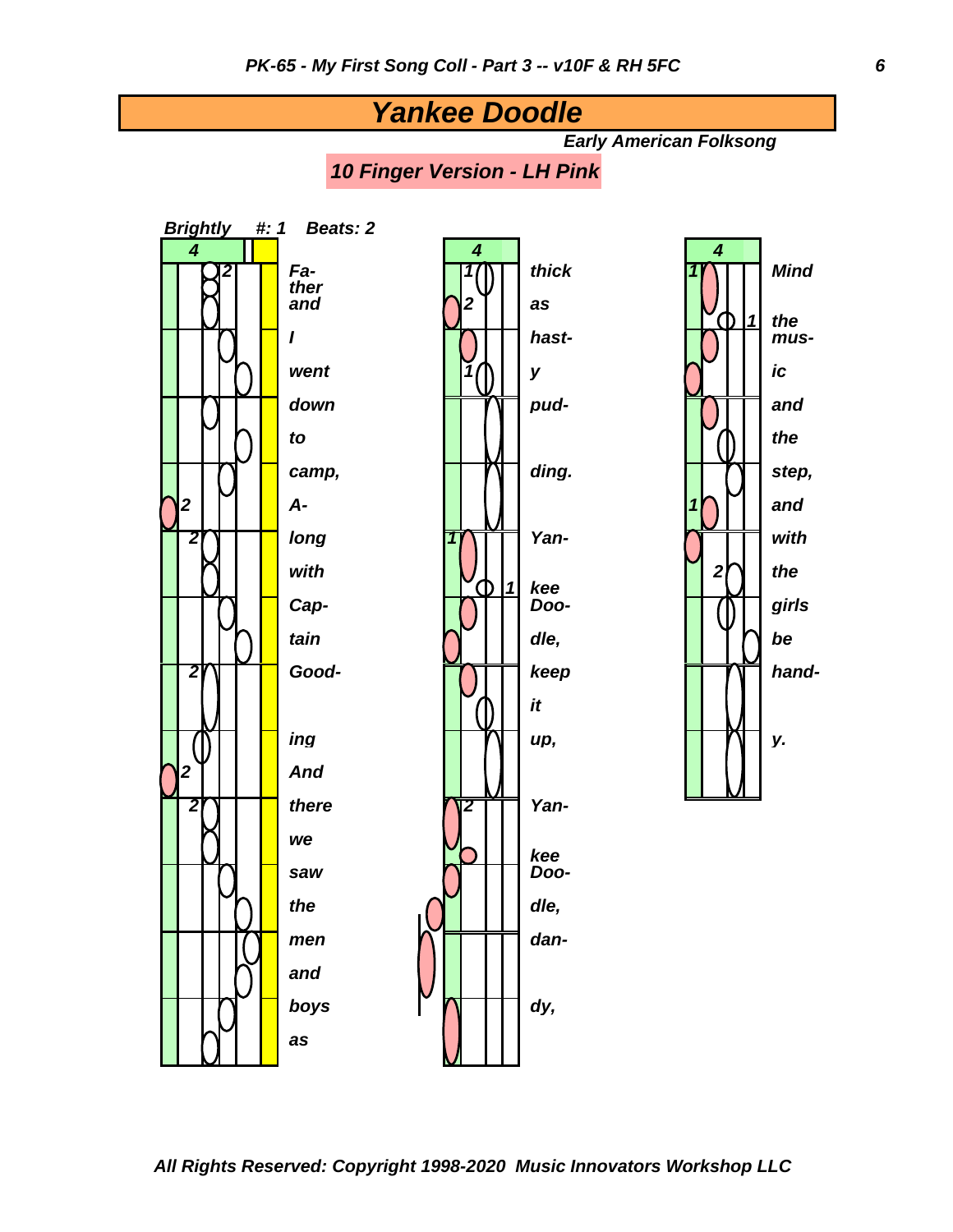# Yankee Doodle

*Early American Folksong*

**10 Finger Version - LH Pink**

**Brightly** &nbsp; **#: 1** &nbsp; **Beats: 2**

4

Fa- ther and I went down to camp, A- long with Cap- tain Good- ing And there we saw the men and boys as

4

thick as hast- y pud- ding. Yan- kee Doo- dle, keep it up, Yan- kee Doo- dle, dan- dy,

4

Mind the mus- ic and the step, and with the girls be hand- y.

All Rights Reserved: Copyright 1998-2020 Music Innovators Workshop LLC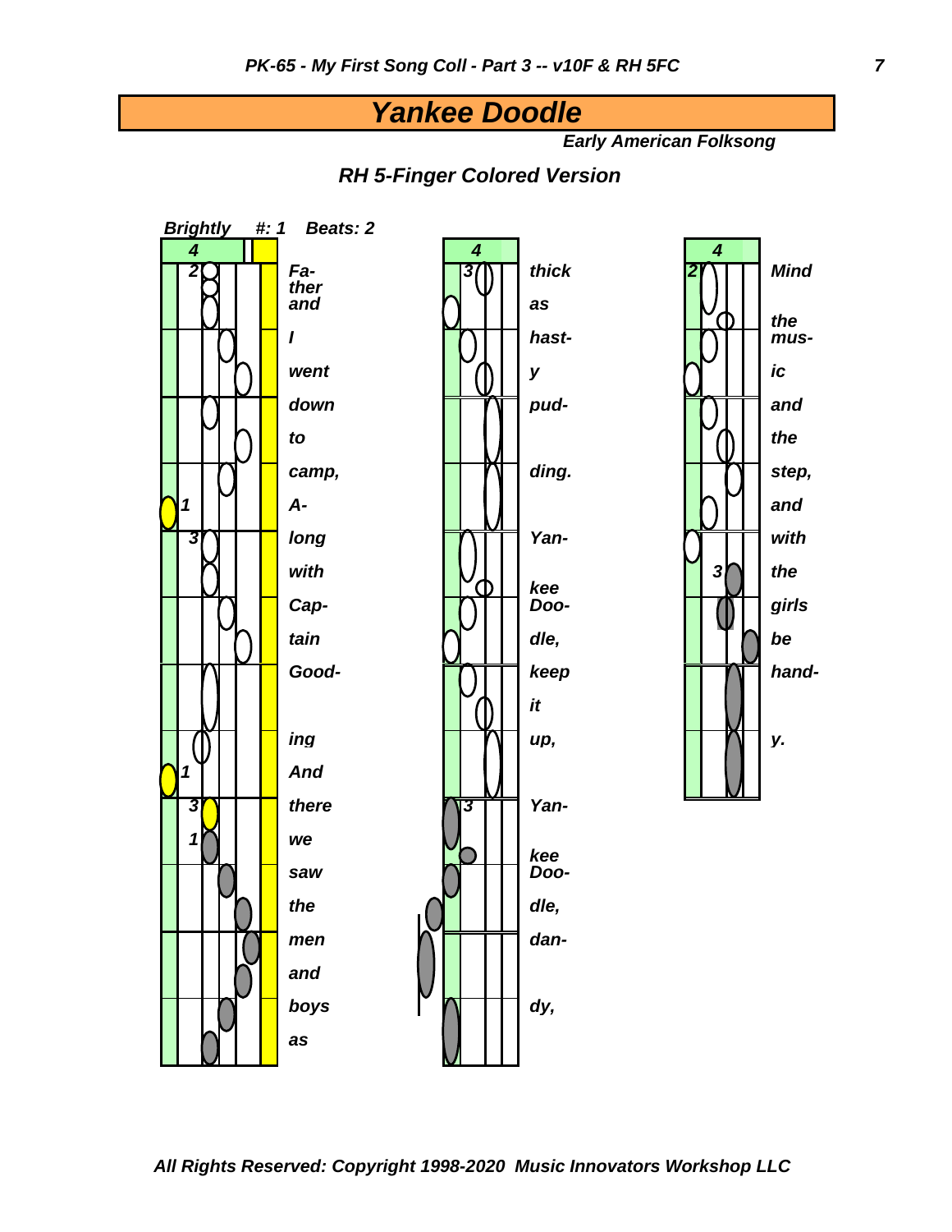# Yankee Doodle

*Early American Folksong*

## RH 5-Finger Colored Version

*Brightly* #: 1 Beats: 2

4

Fa- ther and I went down to camp, A- long with Cap- tain Good- ing And there we saw the men and boys as thick as hast- y pud- ding. Yan- kee Doo- dle, keep it up, Yan- kee Doo- dle, dan- dy, Mind the mus- ic and the step, and with the girls be hand- y.

*All Rights Reserved: Copyright 1998-2020 Music Innovators Workshop LLC*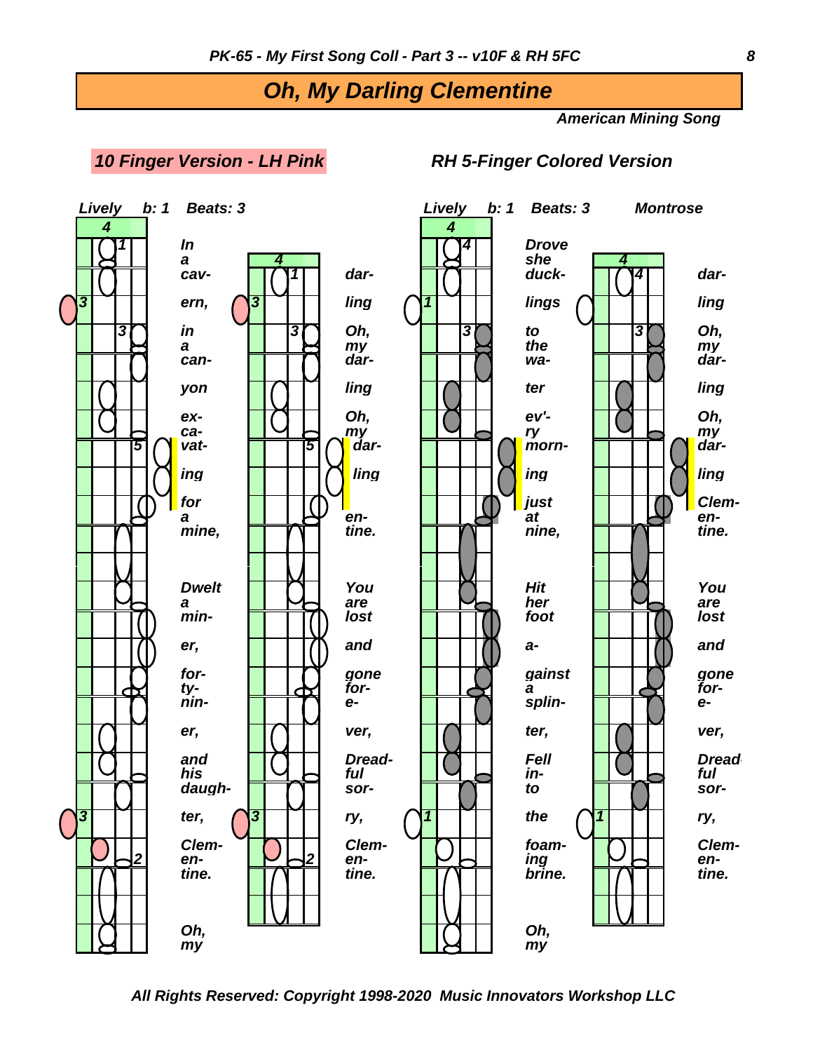# Oh, My Darling Clementine

*American Mining Song*

## 10 Finger Version - LH Pink

*Lively* *b: 1* *Beats: 3*

In a cav- ern, in a can- yon ex- ca- vat- ing for a mine,

Dwelt a min- er, for- ty- nin- er, and his daugh- ter, Clem- en- tine.

Oh, my dar- ling Oh, my dar- ling Oh, my dar- ling Clem- en- tine.

You are lost and gone for- e- ver, Dread- ful sor- ry, Clem- en- tine.

## RH 5-Finger Colored Version

*Lively* *b: 1* *Beats: 3* *Montrose*

Drove she duck- lings to the wa- ter ev'- ry morn- ing just at nine,

Hit her foot a- gainst a splin- ter, Fell in- to the foam- ing brine.

Oh, my dar- ling Oh, my dar- ling Oh, my dar- ling Clem- en- tine.

You are lost and gone for- e- ver, Dread- ful sor- ry, Clem- en- tine.

*All Rights Reserved: Copyright 1998-2020 Music Innovators Workshop LLC*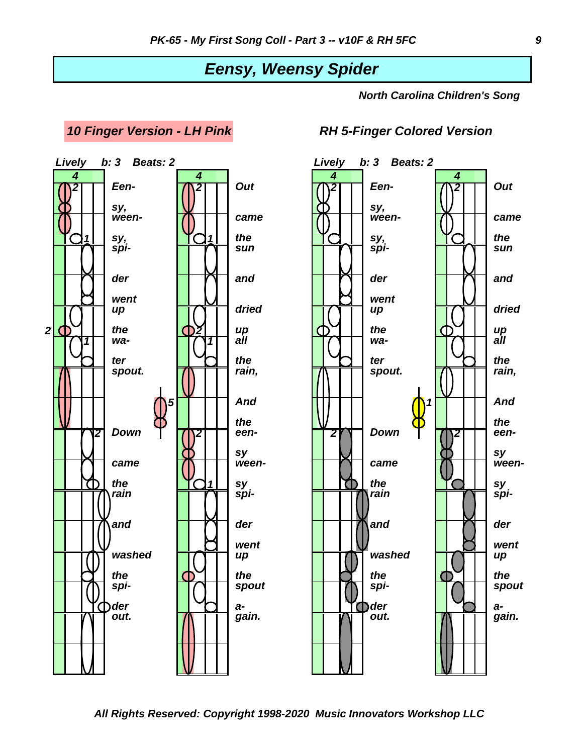# Eensy, Weensy Spider

*North Carolina Children's Song*

## 10 Finger Version - LH Pink

*Lively b: 3 Beats: 2*

4

Een- sy, ween- sy, spi- der went up the wa- ter spout.

Down came the rain and washed the spi- der out.

Out came the sun and dried up all the rain,

And the een- sy ween- sy spi- der went up the spout a- gain.

## RH 5-Finger Colored Version

*Lively b: 3 Beats: 2*

4

Een- sy, ween- sy, spi- der went up the wa- ter spout.

Down came the rain and washed the spi- der out.

Out came the sun and dried up all the rain,

And the een- sy ween- sy spi- der went up the spout a- gain.

*All Rights Reserved: Copyright 1998-2020 Music Innovators Workshop LLC*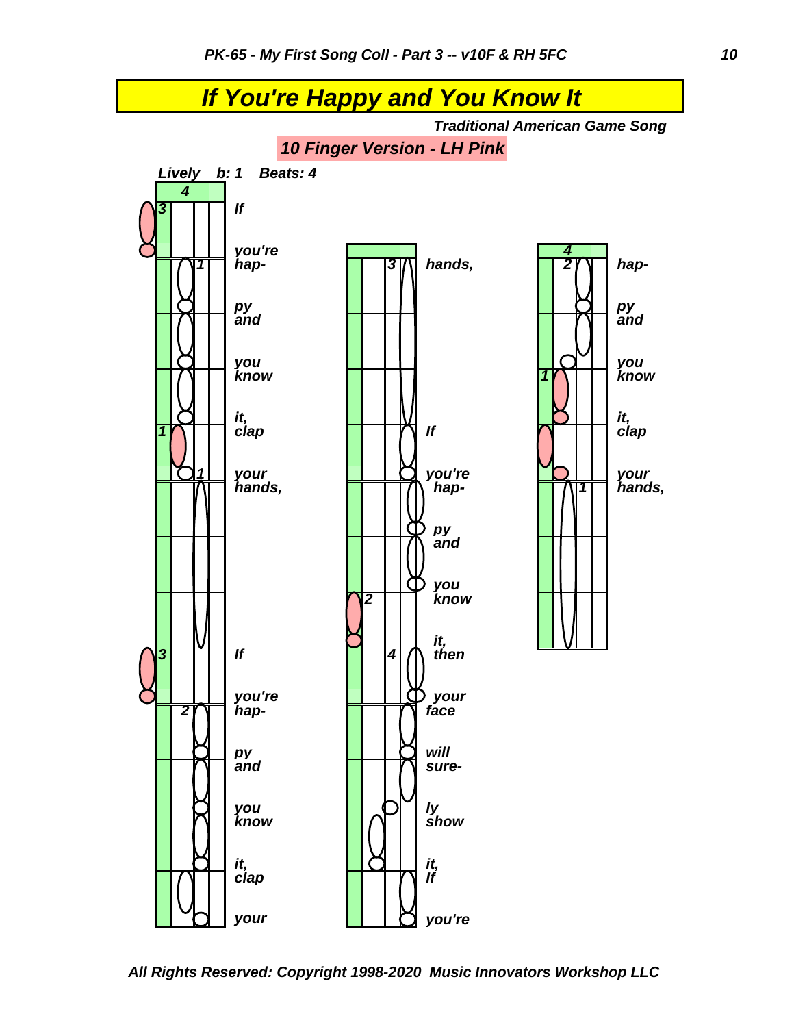# If You're Happy and You Know It

*Traditional American Game Song*

**10 Finger Version - LH Pink**

*Lively b: 1 Beats: 4*

If you're hap- py and you know it, clap your hands,

If you're hap- py and you know it, clap your hands,

If you're hap- py and you know it, then your face will sure- ly show it,

If you're hap- py and you know it, clap your hands,

*All Rights Reserved: Copyright 1998-2020 Music Innovators Workshop LLC*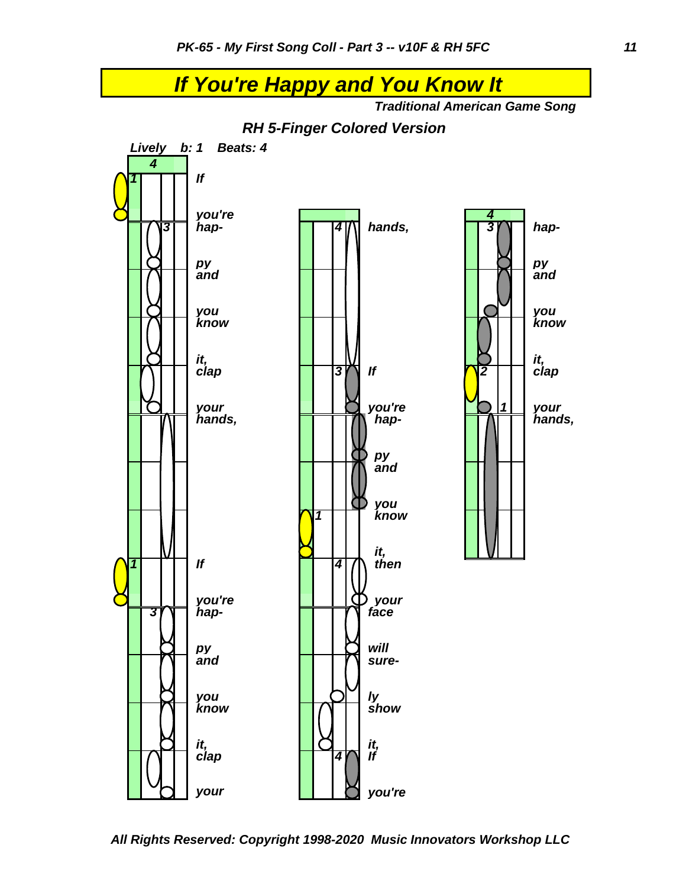# If You're Happy and You Know It

*Traditional American Game Song*

## RH 5-Finger Colored Version

*Lively b: 1 Beats: 4*

4

1 If
you're
3 hap-
py
and
you
know
it,
clap
your
hands,

1 If
you're
3 hap-
py
and
you
know
it,
clap
your

4 hands,

3 If
you're
hap-
py
and
you
1 know
it,
4 then
your
face
will
sure-
ly
show
it,
4 If
you're

4
3 hap-
py
and
you
know
it,
2 clap
1 your
hands,

*All Rights Reserved: Copyright 1998-2020 Music Innovators Workshop LLC*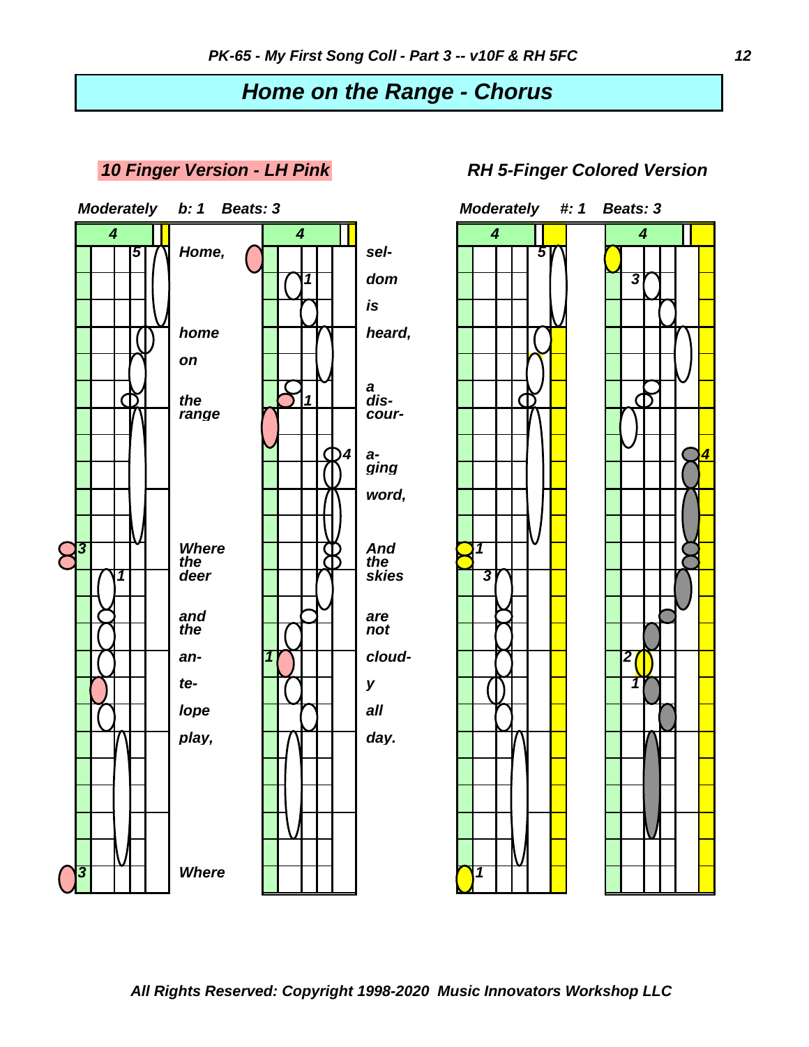# Home on the Range - Chorus

## 10 Finger Version - LH Pink

*Moderately* b: 1 Beats: 3

Home, home on the range
Where the deer and the an- te- lope play,
Where

sel- dom is heard, a dis- cour- a- ging word,
And the skies are not cloud- y all day.

## RH 5-Finger Colored Version

*Moderately* #: 1 Beats: 3

**All Rights Reserved: Copyright 1998-2020 Music Innovators Workshop LLC**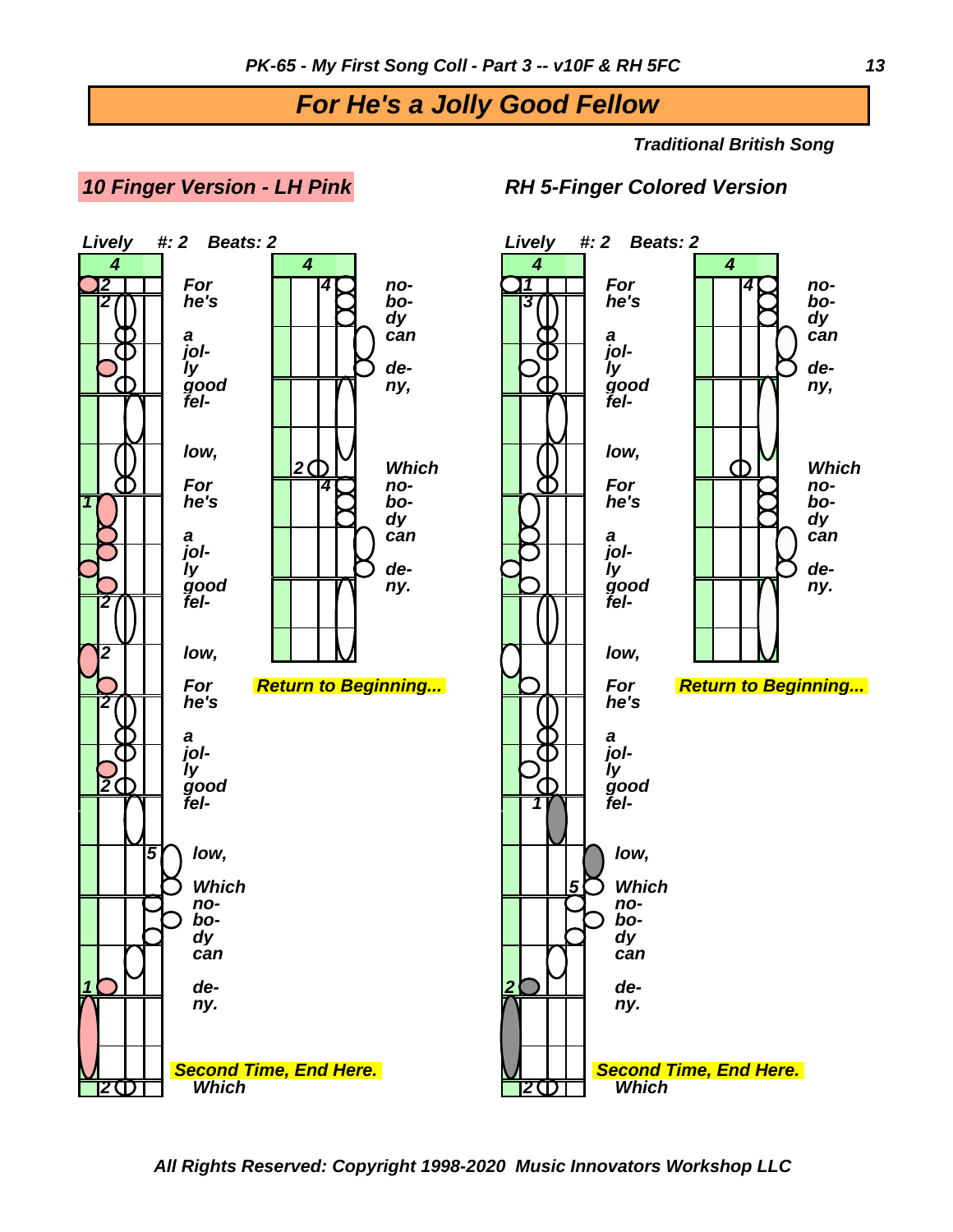# For He's a Jolly Good Fellow

*Traditional British Song*

## 10 Finger Version - LH Pink

Lively #: 2 Beats: 2

For he's a jol- ly good fel- low, For he's a jol- ly good fel- low, For he's a jol- ly good fel- low, Which no- bo- dy can de- ny.

Second Time, End Here.

Which no- bo- dy can de- ny, Which no- bo- dy can de- ny.

Return to Beginning...

## RH 5-Finger Colored Version

Lively #: 2 Beats: 2

For he's a jol- ly good fel- low, For he's a jol- ly good fel- low, For he's a jol- ly good fel- low, Which no- bo- dy can de- ny.

Second Time, End Here.

Which no- bo- dy can de- ny, Which no- bo- dy can de- ny.

Return to Beginning...

All Rights Reserved: Copyright 1998-2020 Music Innovators Workshop LLC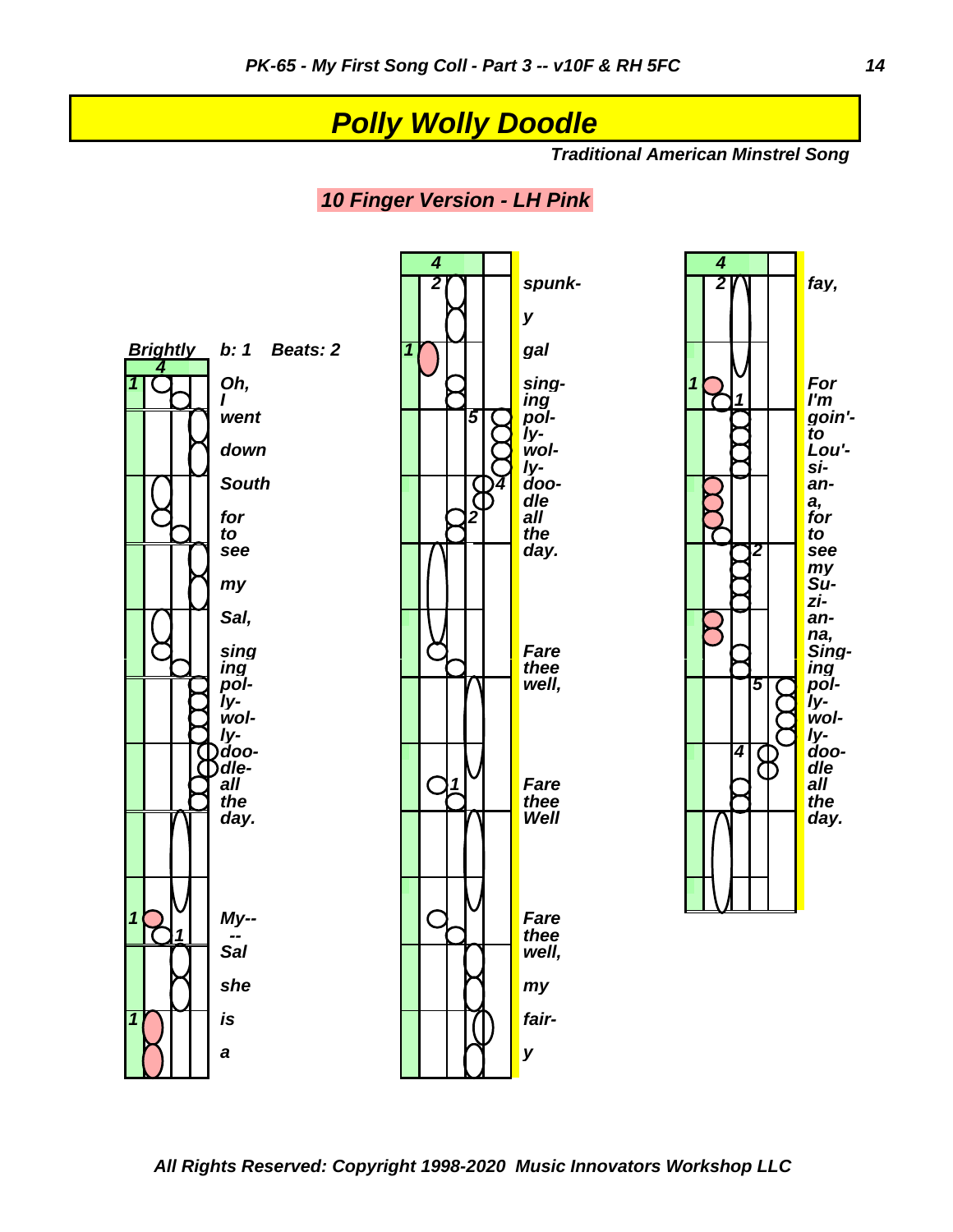# Polly Wolly Doodle

*Traditional American Minstrel Song*

## 10 Finger Version - LH Pink

Brightly b: 1 Beats: 2

Oh, I went down South for to see my Sal, sing ing pol- ly- wol- ly- doo- dle- all the day.

My-- -- Sal she is a spunk- y gal sing- ing pol- ly- wol- ly- doo- dle all the day.

Fare thee well, Fare thee Well Fare thee well, my fair- y fay,

For I'm goin'- to Lou'- si- an- a, for to see my Su- zi- an- na, Sing- ing pol- ly- wol- ly- doo- dle all the day.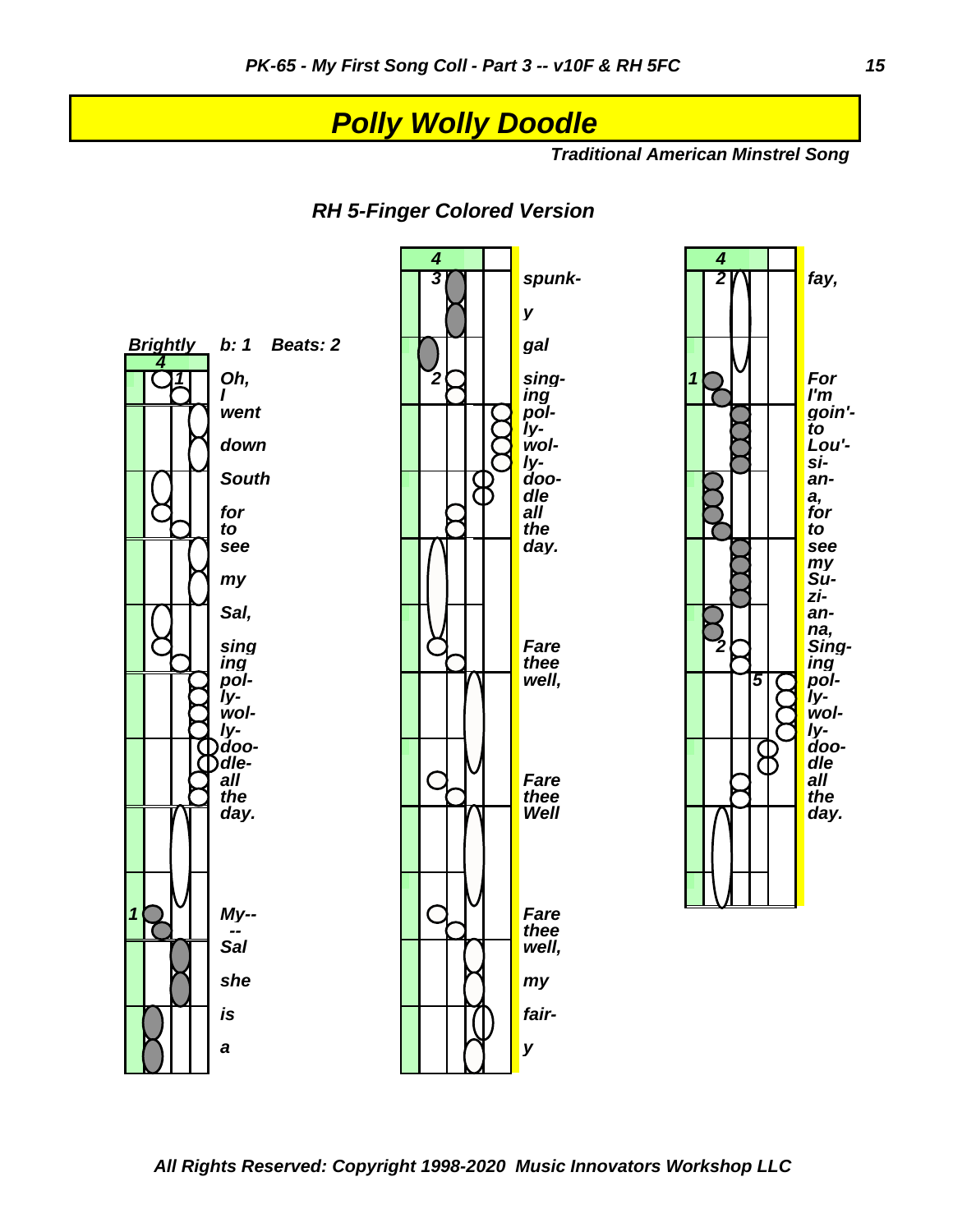# Polly Wolly Doodle

*Traditional American Minstrel Song*

### RH 5-Finger Colored Version

*Brightly* b: 1 Beats: 2

Oh, I went down South for to see my Sal, sing ing pol- ly- wol- ly- doo- dle- all the day.

My-- -- Sal she is a spunk- y gal sing- ing pol- ly- wol- ly- doo- dle all the day.

Fare thee well, Fare thee Well Fare thee well, my fair- y fay,

For I'm goin'- to Lou'- si- an- a, for to see my Su- zi- an- na, Sing- ing pol- ly- wol- ly- doo- dle all the day.

All Rights Reserved: Copyright 1998-2020 Music Innovators Workshop LLC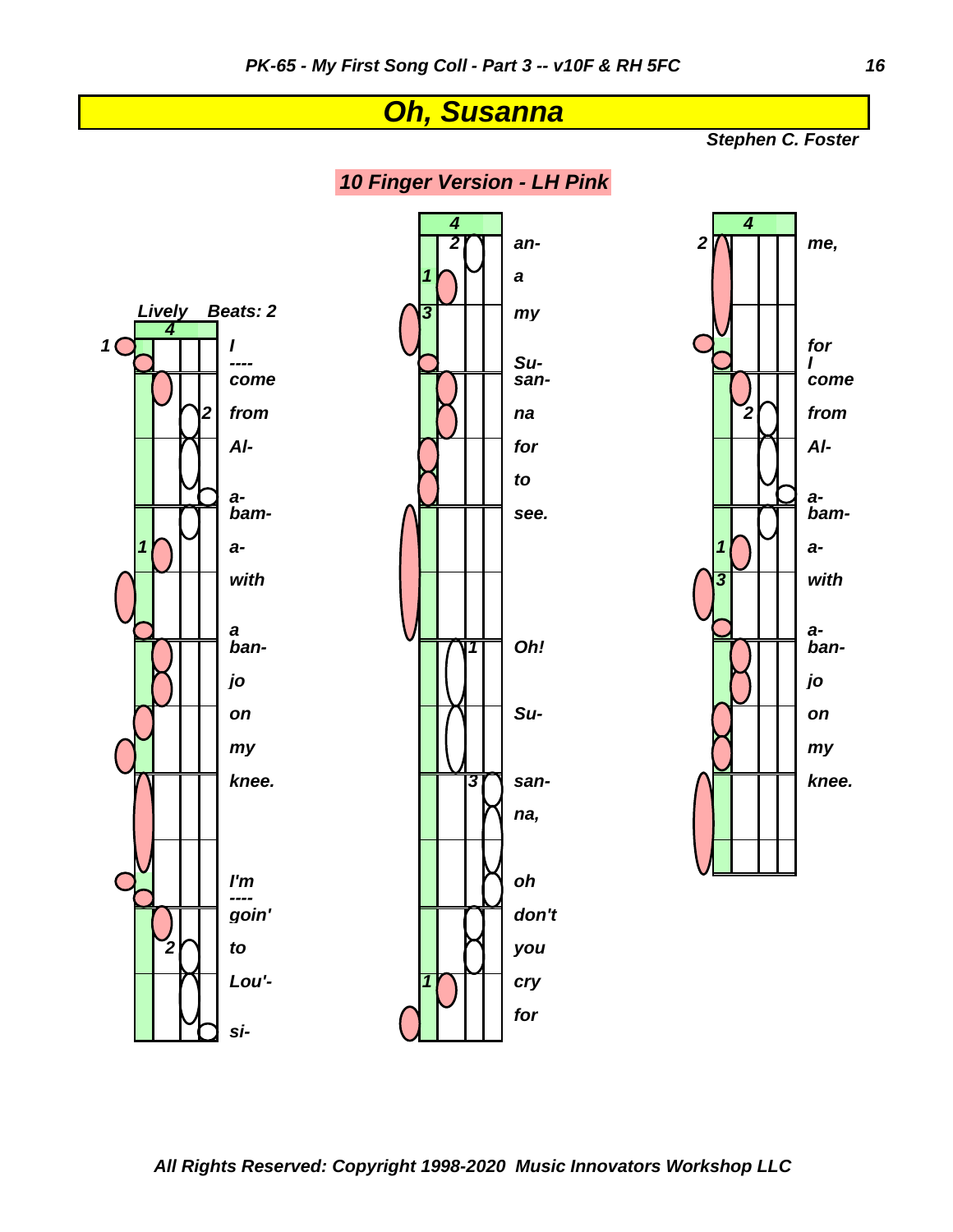# Oh, Susanna

Stephen C. Foster

## 10 Finger Version - LH Pink

Lively Beats: 2

4

I
----
come
from
Al-
a-
bam-
a-
with
a
ban-
jo
on
my
knee.

I'm
----
goin'
to
Lou'-
si-

4

an-
a
my
Su-
san-
na
for
to
see.

Oh!
Su-
san-
na,
oh
don't
you
cry
for

4

me,

for
I
come
from
Al-
a-
bam-
a-
with
a-
ban-
jo
on
my
knee.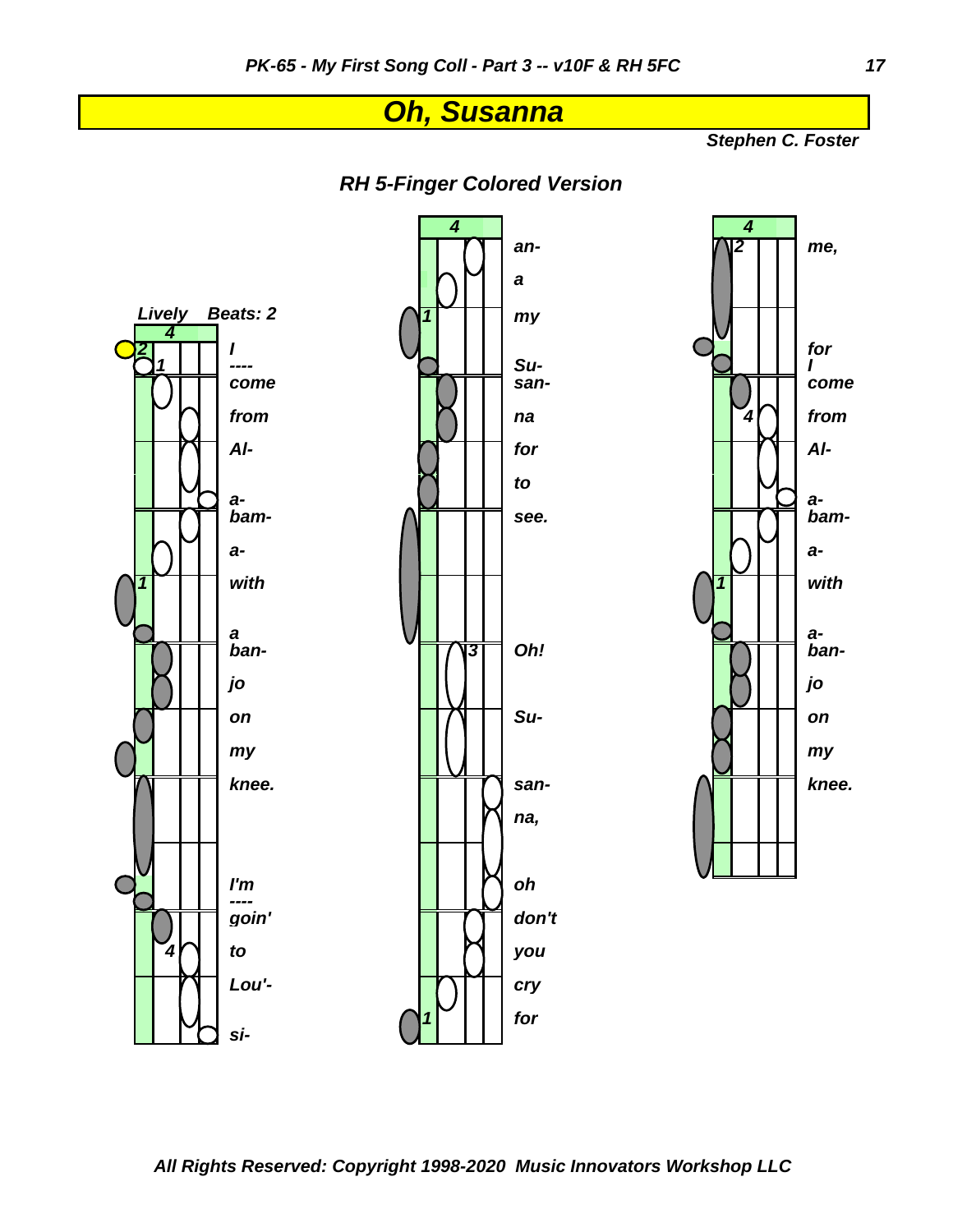# Oh, Susanna

*Stephen C. Foster*

## RH 5-Finger Colored Version

Lively Beats: 2

4

I come from Al- a- bam- a- with a ban- jo on my knee.

I'm goin' to Lou'- si- an- a my Su- san- na for to see.

Oh! Su- san- na, oh don't you cry for me, for I come from Al- a- bam- a- with a ban- jo on my knee.

*All Rights Reserved: Copyright 1998-2020 Music Innovators Workshop LLC*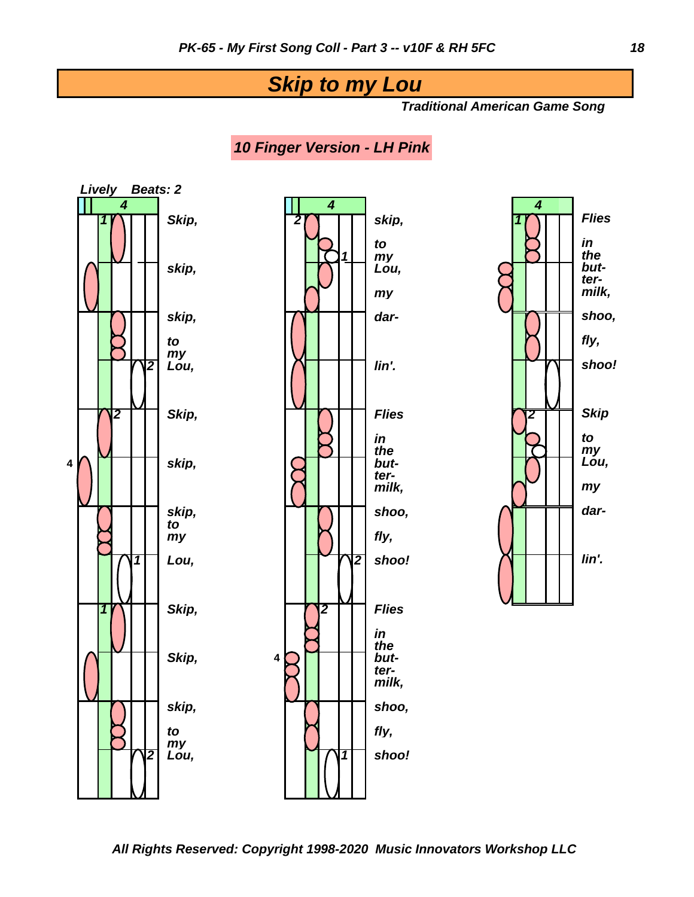# Skip to my Lou

*Traditional American Game Song*

## 10 Finger Version - LH Pink

*Lively Beats: 2*

4

Skip, skip, skip, to my Lou,

Skip, skip, skip, to my Lou,

Skip, Skip, skip, to my Lou,

skip, to my Lou, my dar- lin'.

Flies in the but- ter- milk, shoo, fly, shoo!

Flies in the but- ter- milk, shoo, fly, shoo!

Flies in the but- ter- milk, shoo, fly, shoo!

Skip to my Lou, my dar- lin'.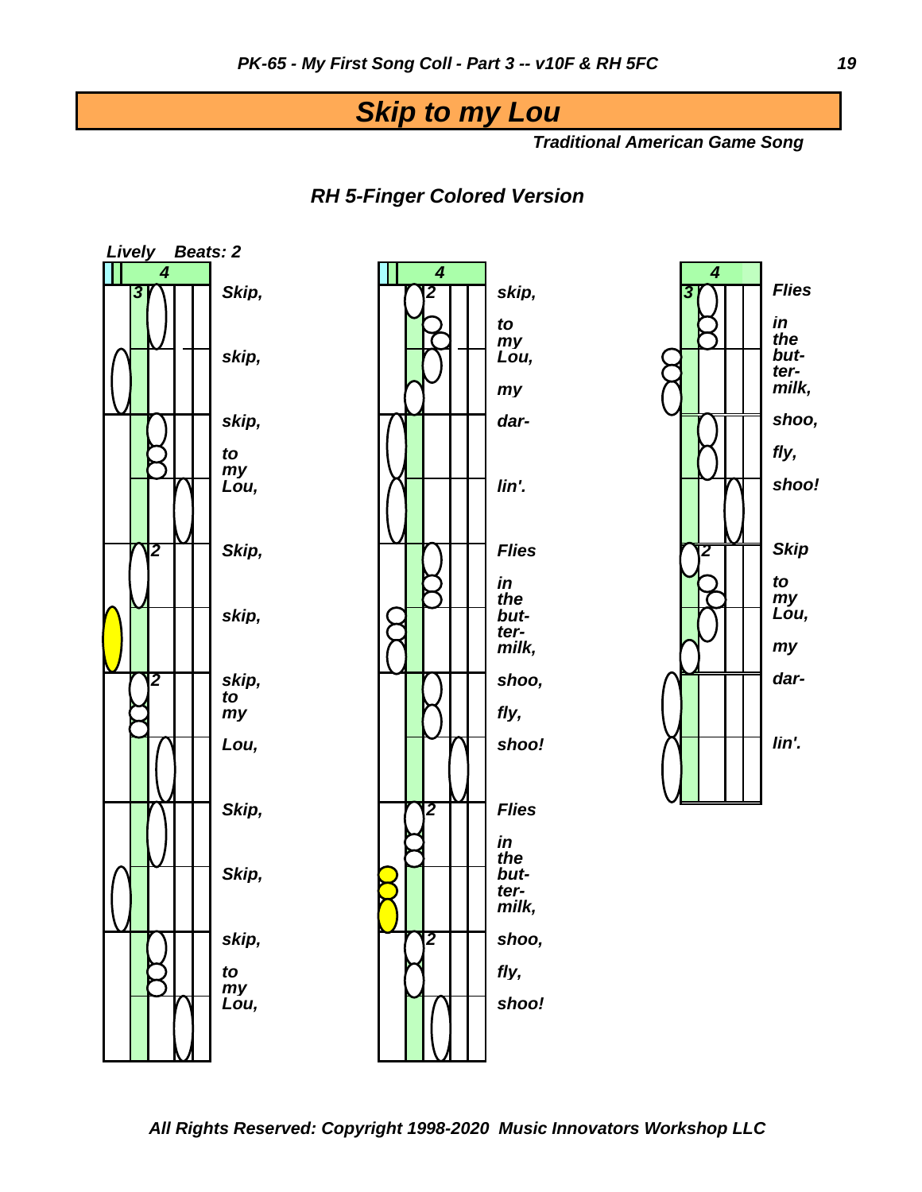# Skip to my Lou

*Traditional American Game Song*

## RH 5-Finger Colored Version

*Lively Beats: 2*

4

Skip, skip, skip, to my Lou,

Skip, skip, skip, to my Lou,

Skip, Skip, skip, to my Lou,

4

skip, to my Lou, my dar- lin'.

Flies in the but- ter- milk, shoo, fly, shoo!

Flies in the but- ter- milk, shoo, fly, shoo!

4

Flies in the but- ter- milk, shoo, fly, shoo!

Skip to my Lou, my dar- lin'.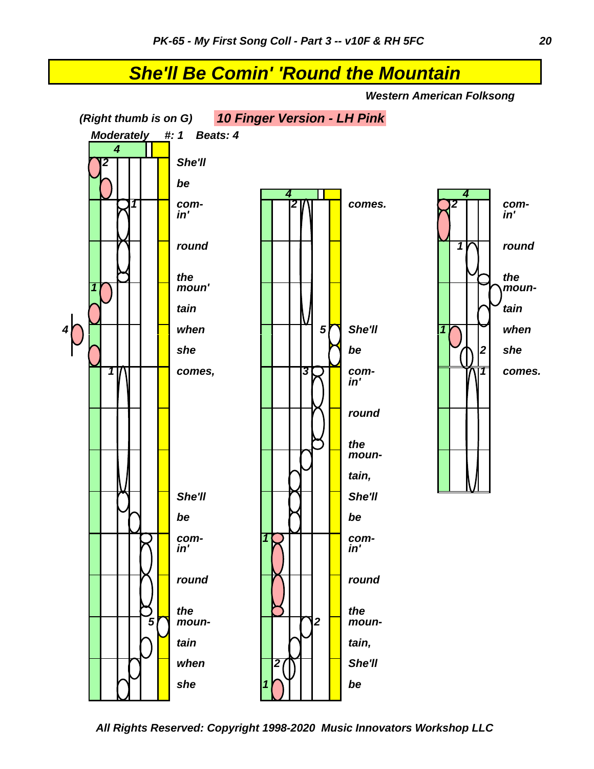# She'll Be Comin' 'Round the Mountain

**Western American Folksong**

*(Right thumb is on G)* **10 Finger Version - LH Pink**

*Moderately* #: 1 Beats: 4

4

She'll
be
com-
in'
round
the
moun'
tain
when
she
comes,

She'll
be
com-
in'
round
the
moun-
tain
when
she

4

comes.

She'll
be
com-
in'
round
the
moun-
tain,
She'll
be
com-
in'
round
the
moun-
tain,
She'll
be

4

com-
in'
round
the
moun-
tain
when
she
comes.

*All Rights Reserved: Copyright 1998-2020 Music Innovators Workshop LLC*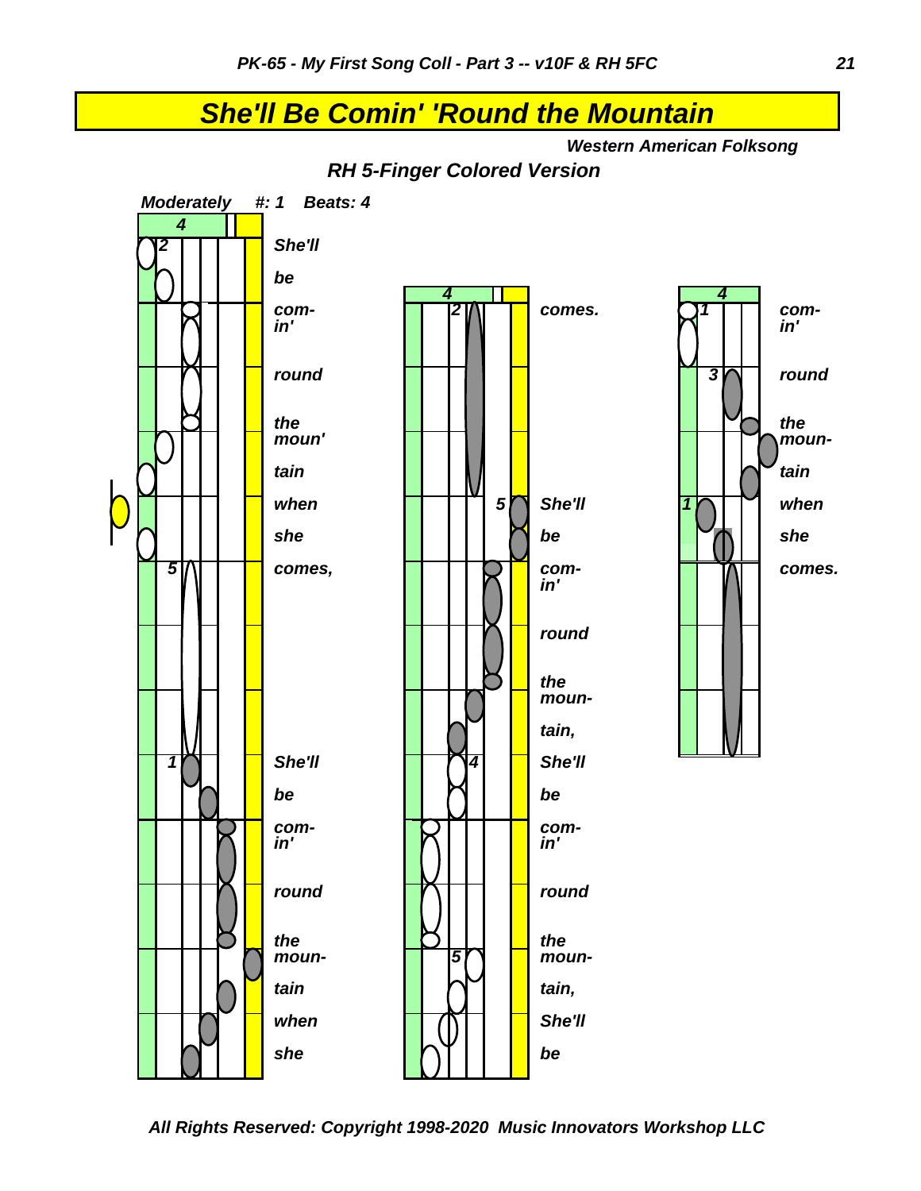# She'll Be Comin' 'Round the Mountain

*Western American Folksong*

**RH 5-Finger Colored Version**

*Moderately* #: 1 Beats: 4

4

2 She'll be com- in' round the moun' tain when she 5 comes, 1 She'll be com- in' round the moun- tain when she

4

2 comes. 5 She'll be com- in' round the moun- tain, 4 She'll be com- in' round the 5 moun- tain, She'll be

4

1 com- in' 3 round the moun- tain 1 when she comes.

*All Rights Reserved: Copyright 1998-2020 Music Innovators Workshop LLC*